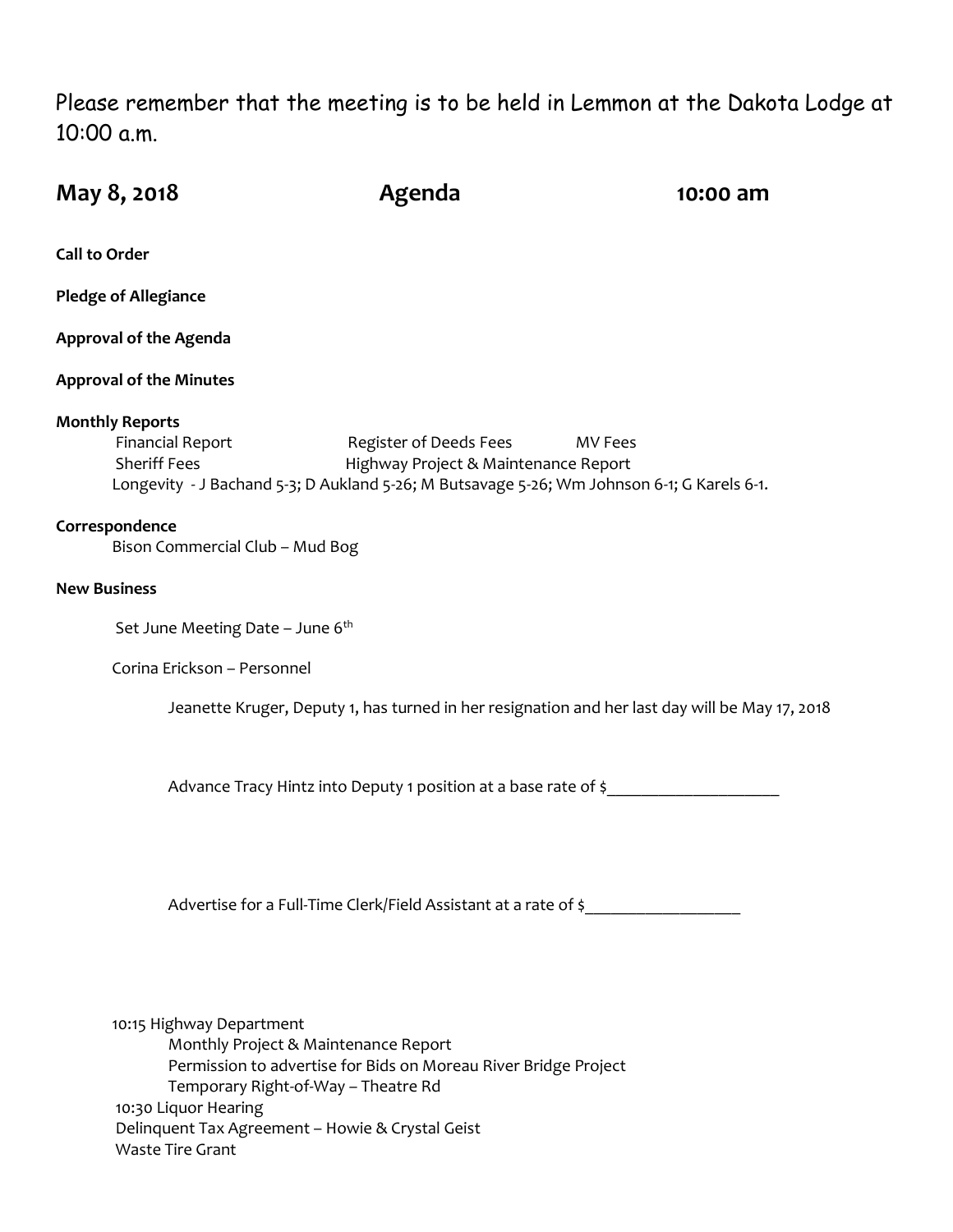Please remember that the meeting is to be held in Lemmon at the Dakota Lodge at 10:00 a.m.

**May 8, 2018 Agenda 10:00 am**

**Call to Order**

**Pledge of Allegiance**

**Approval of the Agenda**

**Approval of the Minutes**

**Monthly Reports**

Financial Report Register of Deeds Fees MV Fees
Sheriff Fees Highway Project & Maintenance Report
Longevity - J Bachand 5-3; D Aukland 5-26; M Butsavage 5-26; Wm Johnson 6-1; G Karels 6-1.

**Correspondence**

Bison Commercial Club – Mud Bog

**New Business**

Set June Meeting Date – June 6th

Corina Erickson – Personnel

Jeanette Kruger, Deputy 1, has turned in her resignation and her last day will be May 17, 2018

Advance Tracy Hintz into Deputy 1 position at a base rate of $____________________

Advertise for a Full-Time Clerk/Field Assistant at a rate of $__________________

10:15 Highway Department

Monthly Project & Maintenance Report
Permission to advertise for Bids on Moreau River Bridge Project
Temporary Right-of-Way – Theatre Rd

10:30 Liquor Hearing

Delinquent Tax Agreement – Howie & Crystal Geist

Waste Tire Grant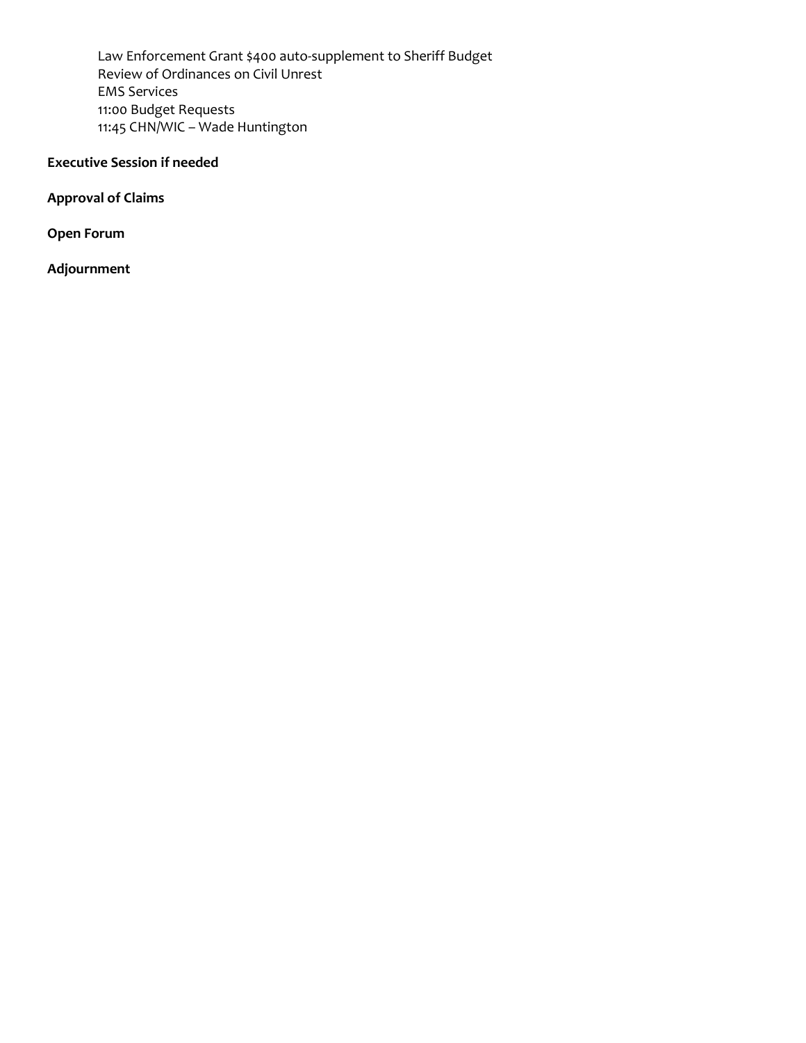Law Enforcement Grant $400 auto-supplement to Sheriff Budget
Review of Ordinances on Civil Unrest
EMS Services
11:00 Budget Requests
11:45 CHN/WIC – Wade Huntington

**Executive Session if needed**

**Approval of Claims**

**Open Forum**

**Adjournment**